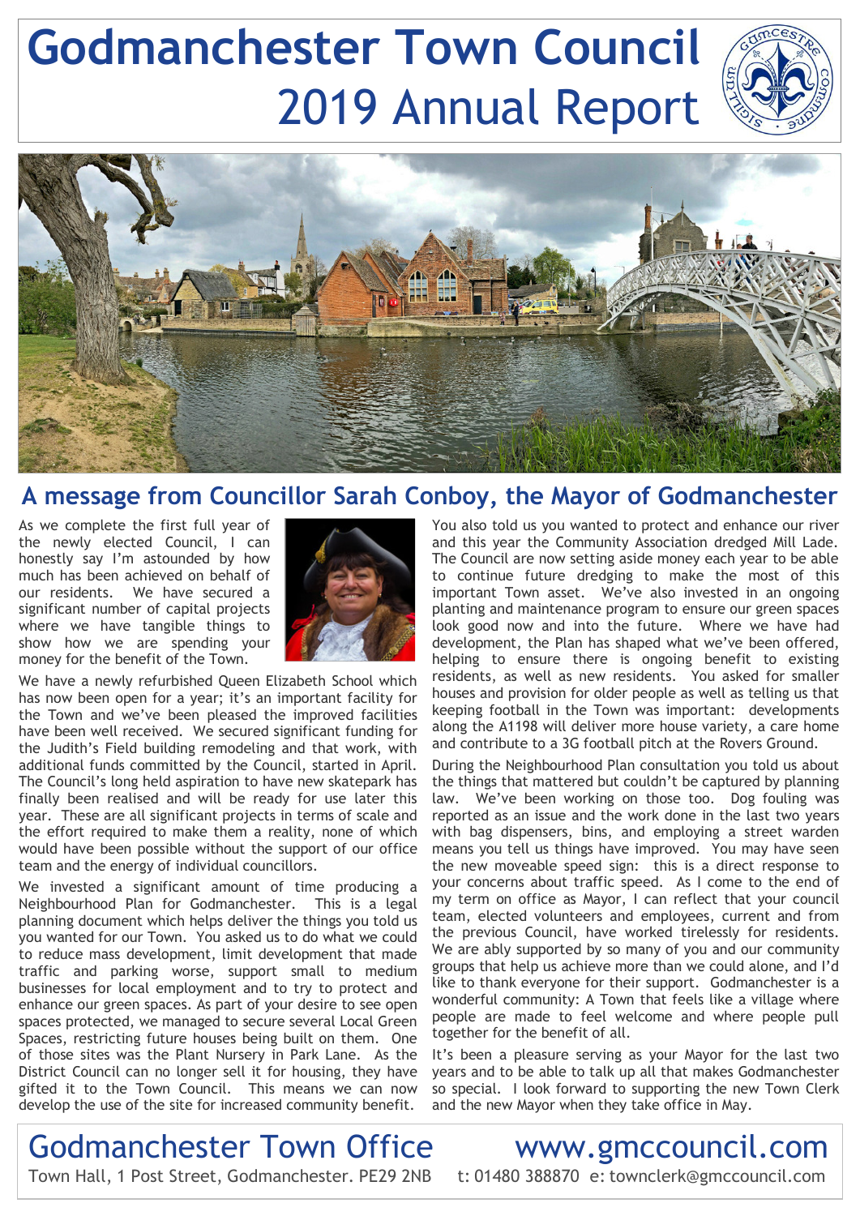# Godmanchester Town Council
## 2019 Annual Report

## A message from Councillor Sarah Conboy, the Mayor of Godmanchester

As we complete the first full year of the newly elected Council, I can honestly say I'm astounded by how much has been achieved on behalf of our residents. We have secured a significant number of capital projects where we have tangible things to show how we are spending your money for the benefit of the Town.

We have a newly refurbished Queen Elizabeth School which has now been open for a year; it's an important facility for the Town and we've been pleased the improved facilities have been well received. We secured significant funding for the Judith's Field building remodeling and that work, with additional funds committed by the Council, started in April. The Council's long held aspiration to have new skatepark has finally been realised and will be ready for use later this year. These are all significant projects in terms of scale and the effort required to make them a reality, none of which would have been possible without the support of our office team and the energy of individual councillors.

We invested a significant amount of time producing a Neighbourhood Plan for Godmanchester. This is a legal planning document which helps deliver the things you told us you wanted for our Town. You asked us to do what we could to reduce mass development, limit development that made traffic and parking worse, support small to medium businesses for local employment and to try to protect and enhance our green spaces. As part of your desire to see open spaces protected, we managed to secure several Local Green Spaces, restricting future houses being built on them. One of those sites was the Plant Nursery in Park Lane. As the District Council can no longer sell it for housing, they have gifted it to the Town Council. This means we can now develop the use of the site for increased community benefit.

You also told us you wanted to protect and enhance our river and this year the Community Association dredged Mill Lade. The Council are now setting aside money each year to be able to continue future dredging to make the most of this important Town asset. We've also invested in an ongoing planting and maintenance program to ensure our green spaces look good now and into the future. Where we have had development, the Plan has shaped what we've been offered, helping to ensure there is ongoing benefit to existing residents, as well as new residents. You asked for smaller houses and provision for older people as well as telling us that keeping football in the Town was important: developments along the A1198 will deliver more house variety, a care home and contribute to a 3G football pitch at the Rovers Ground.

During the Neighbourhood Plan consultation you told us about the things that mattered but couldn't be captured by planning law. We've been working on those too. Dog fouling was reported as an issue and the work done in the last two years with bag dispensers, bins, and employing a street warden means you tell us things have improved. You may have seen the new moveable speed sign: this is a direct response to your concerns about traffic speed. As I come to the end of my term on office as Mayor, I can reflect that your council team, elected volunteers and employees, current and from the previous Council, have worked tirelessly for residents. We are ably supported by so many of you and our community groups that help us achieve more than we could alone, and I'd like to thank everyone for their support. Godmanchester is a wonderful community: A Town that feels like a village where people are made to feel welcome and where people pull together for the benefit of all.

It's been a pleasure serving as your Mayor for the last two years and to be able to talk up all that makes Godmanchester so special. I look forward to supporting the new Town Clerk and the new Mayor when they take office in May.

## Godmanchester Town Office

Town Hall, 1 Post Street, Godmanchester. PE29 2NB

www.gmccouncil.com

t: 01480 388870 e: townclerk@gmccouncil.com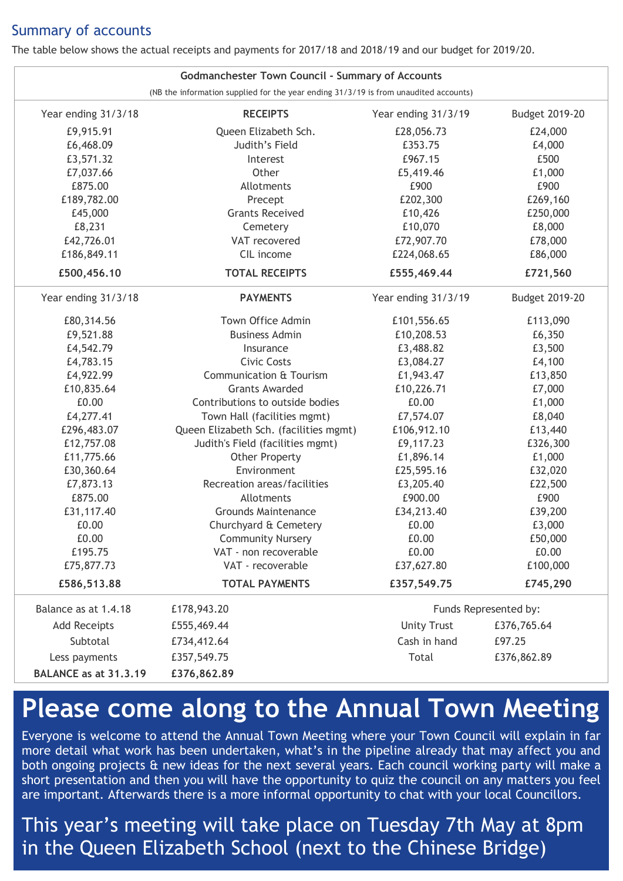## Summary of accounts

The table below shows the actual receipts and payments for 2017/18 and 2018/19 and our budget for 2019/20.

**Godmanchester Town Council - Summary of Accounts**

(NB the information supplied for the year ending 31/3/19 is from unaudited accounts)

| Year ending 31/3/18 | RECEIPTS | Year ending 31/3/19 | Budget 2019-20 |
|---|---|---|---|
| £9,915.91 | Queen Elizabeth Sch. | £28,056.73 | £24,000 |
| £6,468.09 | Judith's Field | £353.75 | £4,000 |
| £3,571.32 | Interest | £967.15 | £500 |
| £7,037.66 | Other | £5,419.46 | £1,000 |
| £875.00 | Allotments | £900 | £900 |
| £189,782.00 | Precept | £202,300 | £269,160 |
| £45,000 | Grants Received | £10,426 | £250,000 |
| £8,231 | Cemetery | £10,070 | £8,000 |
| £42,726.01 | VAT recovered | £72,907.70 | £78,000 |
| £186,849.11 | CIL income | £224,068.65 | £86,000 |
| **£500,456.10** | **TOTAL RECEIPTS** | **£555,469.44** | **£721,560** |

| Year ending 31/3/18 | PAYMENTS | Year ending 31/3/19 | Budget 2019-20 |
|---|---|---|---|
| £80,314.56 | Town Office Admin | £101,556.65 | £113,090 |
| £9,521.88 | Business Admin | £10,208.53 | £6,350 |
| £4,542.79 | Insurance | £3,488.82 | £3,500 |
| £4,783.15 | Civic Costs | £3,084.27 | £4,100 |
| £4,922.99 | Communication & Tourism | £1,943.47 | £13,850 |
| £10,835.64 | Grants Awarded | £10,226.71 | £7,000 |
| £0.00 | Contributions to outside bodies | £0.00 | £1,000 |
| £4,277.41 | Town Hall (facilities mgmt) | £7,574.07 | £8,040 |
| £296,483.07 | Queen Elizabeth Sch. (facilities mgmt) | £106,912.10 | £13,440 |
| £12,757.08 | Judith's Field (facilities mgmt) | £9,117.23 | £326,300 |
| £11,775.66 | Other Property | £1,896.14 | £1,000 |
| £30,360.64 | Environment | £25,595.16 | £32,020 |
| £7,873.13 | Recreation areas/facilities | £3,205.40 | £22,500 |
| £875.00 | Allotments | £900.00 | £900 |
| £31,117.40 | Grounds Maintenance | £34,213.40 | £39,200 |
| £0.00 | Churchyard & Cemetery | £0.00 | £3,000 |
| £0.00 | Community Nursery | £0.00 | £50,000 |
| £195.75 | VAT - non recoverable | £0.00 | £0.00 |
| £75,877.73 | VAT - recoverable | £37,627.80 | £100,000 |
| **£586,513.88** | **TOTAL PAYMENTS** | **£357,549.75** | **£745,290** |

| | | Funds Represented by: | |
|---|---|---|---|
| Balance as at 1.4.18 | £178,943.20 | Unity Trust | £376,765.64 |
| Add Receipts | £555,469.44 | Cash in hand | £97.25 |
| Subtotal | £734,412.64 | Total | £376,862.89 |
| Less payments | £357,549.75 | | |
| **BALANCE as at 31.3.19** | **£376,862.89** | | |

# Please come along to the Annual Town Meeting

Everyone is welcome to attend the Annual Town Meeting where your Town Council will explain in far more detail what work has been undertaken, what's in the pipeline already that may affect you and both ongoing projects & new ideas for the next several years. Each council working party will make a short presentation and then you will have the opportunity to quiz the council on any matters you feel are important. Afterwards there is a more informal opportunity to chat with your local Councillors.

This year's meeting will take place on Tuesday 7th May at 8pm in the Queen Elizabeth School (next to the Chinese Bridge)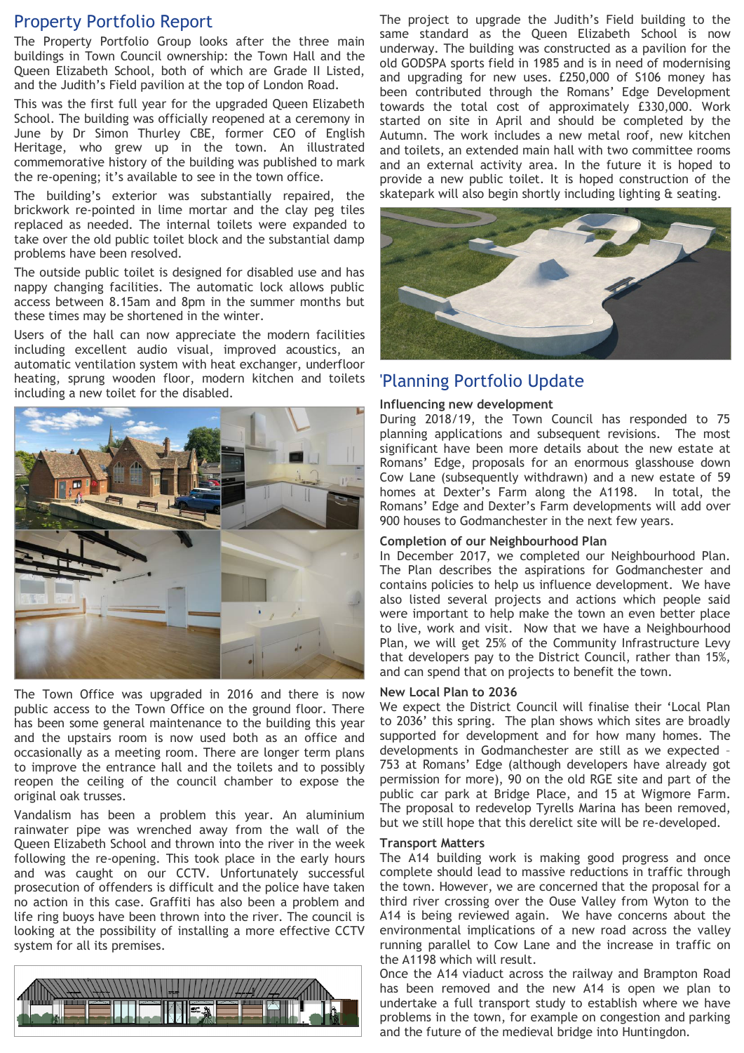## Property Portfolio Report

The Property Portfolio Group looks after the three main buildings in Town Council ownership: the Town Hall and the Queen Elizabeth School, both of which are Grade II Listed, and the Judith's Field pavilion at the top of London Road.

This was the first full year for the upgraded Queen Elizabeth School. The building was officially reopened at a ceremony in June by Dr Simon Thurley CBE, former CEO of English Heritage, who grew up in the town. An illustrated commemorative history of the building was published to mark the re-opening; it's available to see in the town office.

The building's exterior was substantially repaired, the brickwork re-pointed in lime mortar and the clay peg tiles replaced as needed. The internal toilets were expanded to take over the old public toilet block and the substantial damp problems have been resolved.

The outside public toilet is designed for disabled use and has nappy changing facilities. The automatic lock allows public access between 8.15am and 8pm in the summer months but these times may be shortened in the winter.

Users of the hall can now appreciate the modern facilities including excellent audio visual, improved acoustics, an automatic ventilation system with heat exchanger, underfloor heating, sprung wooden floor, modern kitchen and toilets including a new toilet for the disabled.

The Town Office was upgraded in 2016 and there is now public access to the Town Office on the ground floor. There has been some general maintenance to the building this year and the upstairs room is now used both as an office and occasionally as a meeting room. There are longer term plans to improve the entrance hall and the toilets and to possibly reopen the ceiling of the council chamber to expose the original oak trusses.

Vandalism has been a problem this year. An aluminium rainwater pipe was wrenched away from the wall of the Queen Elizabeth School and thrown into the river in the week following the re-opening. This took place in the early hours and was caught on our CCTV. Unfortunately successful prosecution of offenders is difficult and the police have taken no action in this case. Graffiti has also been a problem and life ring buoys have been thrown into the river. The council is looking at the possibility of installing a more effective CCTV system for all its premises.

The project to upgrade the Judith's Field building to the same standard as the Queen Elizabeth School is now underway. The building was constructed as a pavilion for the old GODSPA sports field in 1985 and is in need of modernising and upgrading for new uses. £250,000 of S106 money has been contributed through the Romans' Edge Development towards the total cost of approximately £330,000. Work started on site in April and should be completed by the Autumn. The work includes a new metal roof, new kitchen and toilets, an extended main hall with two committee rooms and an external activity area. In the future it is hoped to provide a new public toilet. It is hoped construction of the skatepark will also begin shortly including lighting & seating.

## 'Planning Portfolio Update

### Influencing new development

During 2018/19, the Town Council has responded to 75 planning applications and subsequent revisions. The most significant have been more details about the new estate at Romans' Edge, proposals for an enormous glasshouse down Cow Lane (subsequently withdrawn) and a new estate of 59 homes at Dexter's Farm along the A1198. In total, the Romans' Edge and Dexter's Farm developments will add over 900 houses to Godmanchester in the next few years.

### Completion of our Neighbourhood Plan

In December 2017, we completed our Neighbourhood Plan. The Plan describes the aspirations for Godmanchester and contains policies to help us influence development. We have also listed several projects and actions which people said were important to help make the town an even better place to live, work and visit. Now that we have a Neighbourhood Plan, we will get 25% of the Community Infrastructure Levy that developers pay to the District Council, rather than 15%, and can spend that on projects to benefit the town.

### New Local Plan to 2036

We expect the District Council will finalise their 'Local Plan to 2036' this spring. The plan shows which sites are broadly supported for development and for how many homes. The developments in Godmanchester are still as we expected – 753 at Romans' Edge (although developers have already got permission for more), 90 on the old RGE site and part of the public car park at Bridge Place, and 15 at Wigmore Farm. The proposal to redevelop Tyrells Marina has been removed, but we still hope that this derelict site will be re-developed.

### Transport Matters

The A14 building work is making good progress and once complete should lead to massive reductions in traffic through the town. However, we are concerned that the proposal for a third river crossing over the Ouse Valley from Wyton to the A14 is being reviewed again. We have concerns about the environmental implications of a new road across the valley running parallel to Cow Lane and the increase in traffic on the A1198 which will result.

Once the A14 viaduct across the railway and Brampton Road has been removed and the new A14 is open we plan to undertake a full transport study to establish where we have problems in the town, for example on congestion and parking and the future of the medieval bridge into Huntingdon.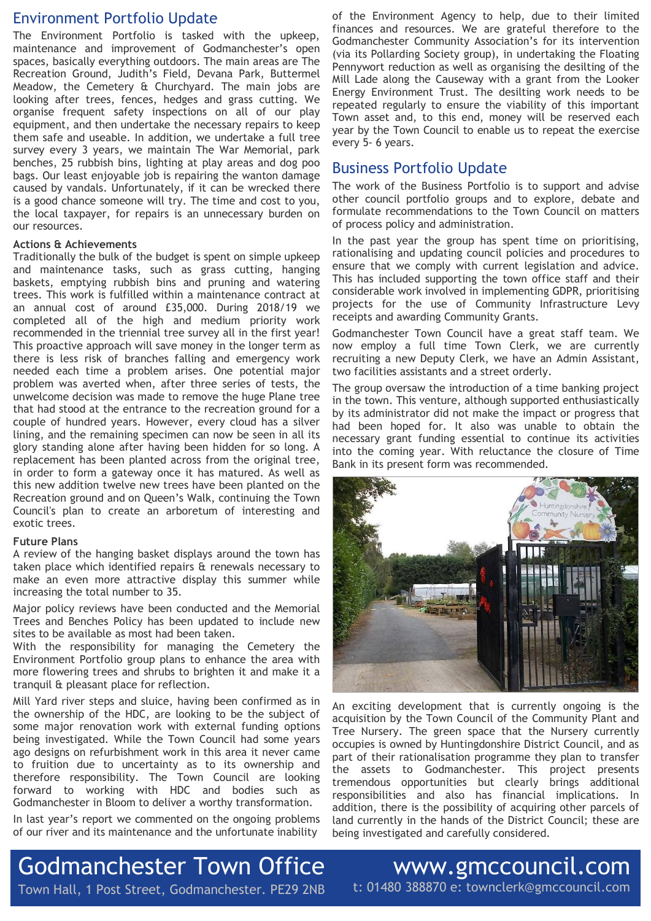## Environment Portfolio Update

The Environment Portfolio is tasked with the upkeep, maintenance and improvement of Godmanchester's open spaces, basically everything outdoors. The main areas are The Recreation Ground, Judith's Field, Devana Park, Buttermel Meadow, the Cemetery & Churchyard. The main jobs are looking after trees, fences, hedges and grass cutting. We organise frequent safety inspections on all of our play equipment, and then undertake the necessary repairs to keep them safe and useable. In addition, we undertake a full tree survey every 3 years, we maintain The War Memorial, park benches, 25 rubbish bins, lighting at play areas and dog poo bags. Our least enjoyable job is repairing the wanton damage caused by vandals. Unfortunately, if it can be wrecked there is a good chance someone will try. The time and cost to you, the local taxpayer, for repairs is an unnecessary burden on our resources.

**Actions & Achievements**

Traditionally the bulk of the budget is spent on simple upkeep and maintenance tasks, such as grass cutting, hanging baskets, emptying rubbish bins and pruning and watering trees. This work is fulfilled within a maintenance contract at an annual cost of around £35,000. During 2018/19 we completed all of the high and medium priority work recommended in the triennial tree survey all in the first year! This proactive approach will save money in the longer term as there is less risk of branches falling and emergency work needed each time a problem arises. One potential major problem was averted when, after three series of tests, the unwelcome decision was made to remove the huge Plane tree that had stood at the entrance to the recreation ground for a couple of hundred years. However, every cloud has a silver lining, and the remaining specimen can now be seen in all its glory standing alone after having been hidden for so long. A replacement has been planted across from the original tree, in order to form a gateway once it has matured. As well as this new addition twelve new trees have been planted on the Recreation ground and on Queen's Walk, continuing the Town Council's plan to create an arboretum of interesting and exotic trees.

**Future Plans**

A review of the hanging basket displays around the town has taken place which identified repairs & renewals necessary to make an even more attractive display this summer while increasing the total number to 35.

Major policy reviews have been conducted and the Memorial Trees and Benches Policy has been updated to include new sites to be available as most had been taken.

With the responsibility for managing the Cemetery the Environment Portfolio group plans to enhance the area with more flowering trees and shrubs to brighten it and make it a tranquil & pleasant place for reflection.

Mill Yard river steps and sluice, having been confirmed as in the ownership of the HDC, are looking to be the subject of some major renovation work with external funding options being investigated. While the Town Council had some years ago designs on refurbishment work in this area it never came to fruition due to uncertainty as to its ownership and therefore responsibility. The Town Council are looking forward to working with HDC and bodies such as Godmanchester in Bloom to deliver a worthy transformation.

In last year's report we commented on the ongoing problems of our river and its maintenance and the unfortunate inability of the Environment Agency to help, due to their limited finances and resources. We are grateful therefore to the Godmanchester Community Association's for its intervention (via its Pollarding Society group), in undertaking the Floating Pennywort reduction as well as organising the desilting of the Mill Lade along the Causeway with a grant from the Looker Energy Environment Trust. The desilting work needs to be repeated regularly to ensure the viability of this important Town asset and, to this end, money will be reserved each year by the Town Council to enable us to repeat the exercise every 5- 6 years.

## Business Portfolio Update

The work of the Business Portfolio is to support and advise other council portfolio groups and to explore, debate and formulate recommendations to the Town Council on matters of process policy and administration.

In the past year the group has spent time on prioritising, rationalising and updating council policies and procedures to ensure that we comply with current legislation and advice. This has included supporting the town office staff and their considerable work involved in implementing GDPR, prioritising projects for the use of Community Infrastructure Levy receipts and awarding Community Grants.

Godmanchester Town Council have a great staff team. We now employ a full time Town Clerk, we are currently recruiting a new Deputy Clerk, we have an Admin Assistant, two facilities assistants and a street orderly.

The group oversaw the introduction of a time banking project in the town. This venture, although supported enthusiastically by its administrator did not make the impact or progress that had been hoped for. It also was unable to obtain the necessary grant funding essential to continue its activities into the coming year. With reluctance the closure of Time Bank in its present form was recommended.

An exciting development that is currently ongoing is the acquisition by the Town Council of the Community Plant and Tree Nursery. The green space that the Nursery currently occupies is owned by Huntingdonshire District Council, and as part of their rationalisation programme they plan to transfer the assets to Godmanchester. This project presents tremendous opportunities but clearly brings additional responsibilities and also has financial implications. In addition, there is the possibility of acquiring other parcels of land currently in the hands of the District Council; these are being investigated and carefully considered.

**Godmanchester Town Office**
Town Hall, 1 Post Street, Godmanchester. PE29 2NB

**www.gmccouncil.com**
t: 01480 388870 e: townclerk@gmccouncil.com